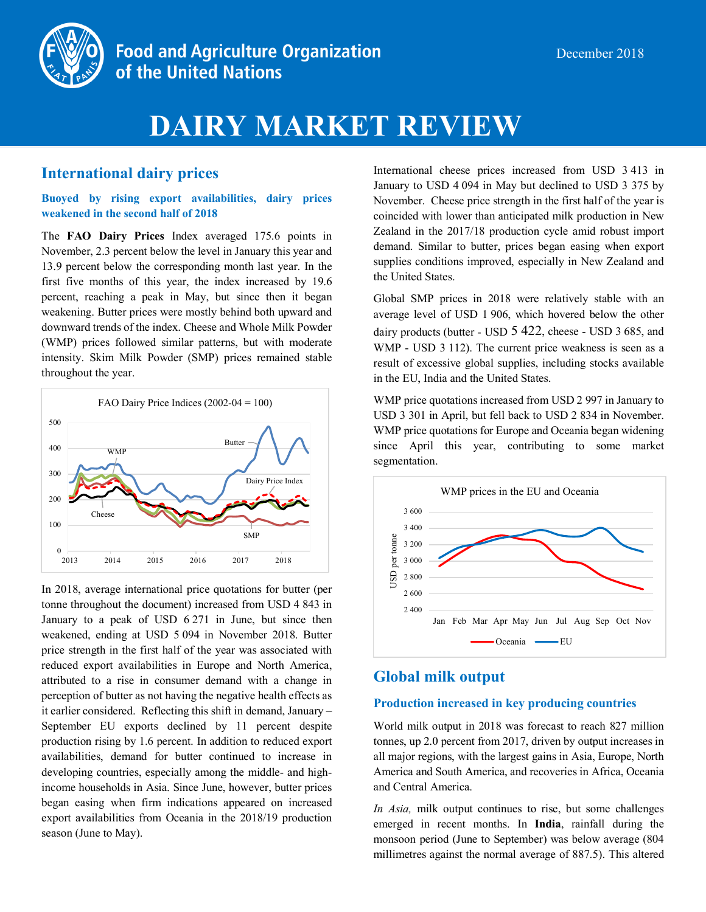# DAIRY MARKET REVIEW

December 2018

## International dairy prices

### Buoyed by rising export availabilities, dairy prices weakened in the second half of 2018

The **FAO Dairy Prices** Index averaged 175.6 points in November, 2.3 percent below the level in January this year and 13.9 percent below the corresponding month last year. In the first five months of this year, the index increased by 19.6 percent, reaching a peak in May, but since then it began weakening. Butter prices were mostly behind both upward and downward trends of the index. Cheese and Whole Milk Powder (WMP) prices followed similar patterns, but with moderate intensity. Skim Milk Powder (SMP) prices remained stable throughout the year.

In 2018, average international price quotations for butter (per tonne throughout the document) increased from USD 4 843 in January to a peak of USD 6 271 in June, but since then weakened, ending at USD 5 094 in November 2018. Butter price strength in the first half of the year was associated with reduced export availabilities in Europe and North America, attributed to a rise in consumer demand with a change in perception of butter as not having the negative health effects as it earlier considered. Reflecting this shift in demand, January – September EU exports declined by 11 percent despite production rising by 1.6 percent. In addition to reduced export availabilities, demand for butter continued to increase in developing countries, especially among the middle- and high-income households in Asia. Since June, however, butter prices began easing when firm indications appeared on increased export availabilities from Oceania in the 2018/19 production season (June to May).

International cheese prices increased from USD 3 413 in January to USD 4 094 in May but declined to USD 3 375 by November. Cheese price strength in the first half of the year is coincided with lower than anticipated milk production in New Zealand in the 2017/18 production cycle amid robust import demand. Similar to butter, prices began easing when export supplies conditions improved, especially in New Zealand and the United States.

Global SMP prices in 2018 were relatively stable with an average level of USD 1 906, which hovered below the other dairy products (butter - USD 5 422, cheese - USD 3 685, and WMP - USD 3 112). The current price weakness is seen as a result of excessive global supplies, including stocks available in the EU, India and the United States.

WMP price quotations increased from USD 2 997 in January to USD 3 301 in April, but fell back to USD 2 834 in November. WMP price quotations for Europe and Oceania began widening since April this year, contributing to some market segmentation.

## Global milk output

### Production increased in key producing countries

World milk output in 2018 was forecast to reach 827 million tonnes, up 2.0 percent from 2017, driven by output increases in all major regions, with the largest gains in Asia, Europe, North America and South America, and recoveries in Africa, Oceania and Central America.

*In Asia,* milk output continues to rise, but some challenges emerged in recent months. In **India**, rainfall during the monsoon period (June to September) was below average (804 millimetres against the normal average of 887.5). This altered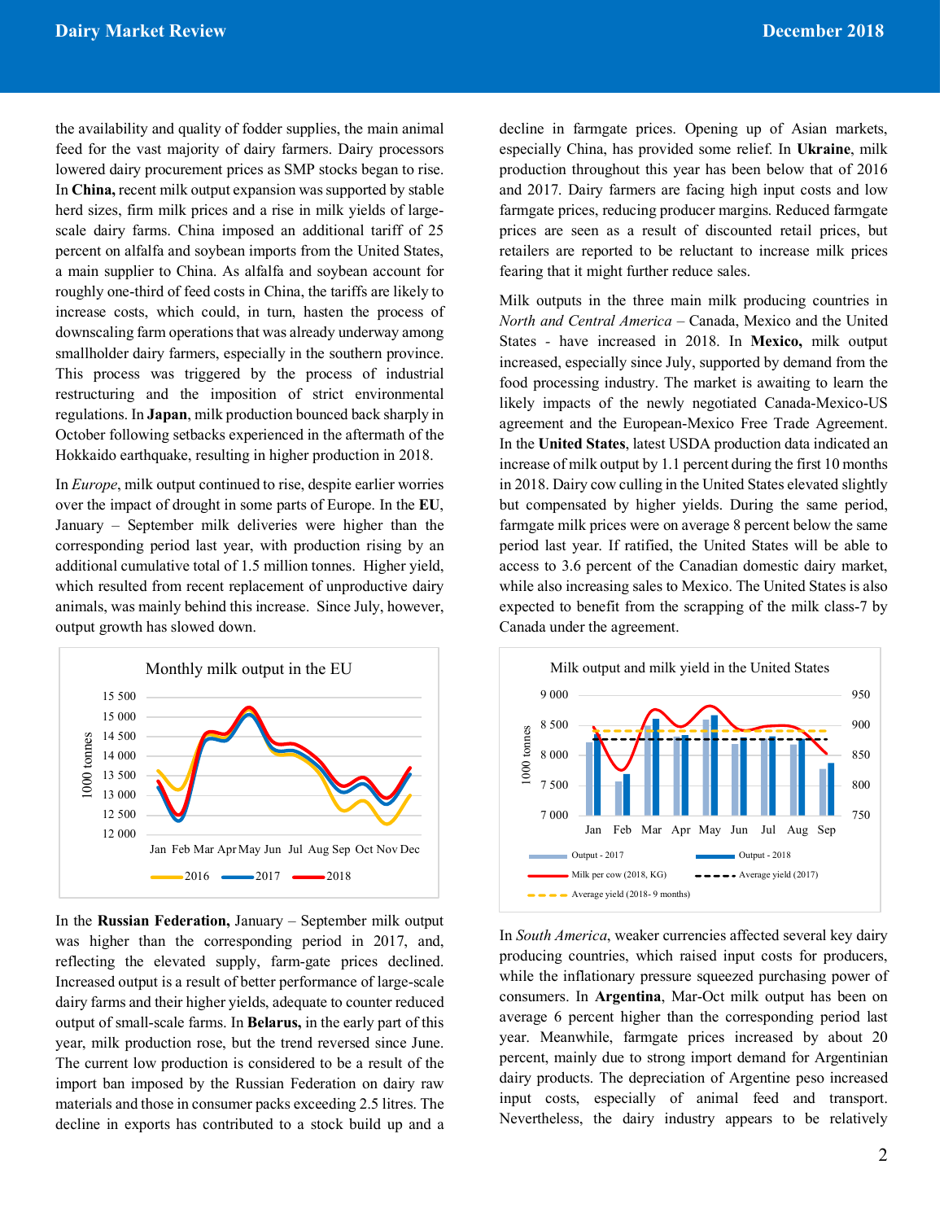the availability and quality of fodder supplies, the main animal feed for the vast majority of dairy farmers. Dairy processors lowered dairy procurement prices as SMP stocks began to rise. In **China,** recent milk output expansion was supported by stable herd sizes, firm milk prices and a rise in milk yields of large-scale dairy farms. China imposed an additional tariff of 25 percent on alfalfa and soybean imports from the United States, a main supplier to China. As alfalfa and soybean account for roughly one-third of feed costs in China, the tariffs are likely to increase costs, which could, in turn, hasten the process of downscaling farm operations that was already underway among smallholder dairy farmers, especially in the southern province. This process was triggered by the process of industrial restructuring and the imposition of strict environmental regulations. In **Japan**, milk production bounced back sharply in October following setbacks experienced in the aftermath of the Hokkaido earthquake, resulting in higher production in 2018.

In *Europe*, milk output continued to rise, despite earlier worries over the impact of drought in some parts of Europe. In the **EU**, January – September milk deliveries were higher than the corresponding period last year, with production rising by an additional cumulative total of 1.5 million tonnes. Higher yield, which resulted from recent replacement of unproductive dairy animals, was mainly behind this increase. Since July, however, output growth has slowed down.

Monthly milk output in the EU

In the **Russian Federation,** January – September milk output was higher than the corresponding period in 2017, and, reflecting the elevated supply, farm-gate prices declined. Increased output is a result of better performance of large-scale dairy farms and their higher yields, adequate to counter reduced output of small-scale farms. In **Belarus,** in the early part of this year, milk production rose, but the trend reversed since June. The current low production is considered to be a result of the import ban imposed by the Russian Federation on dairy raw materials and those in consumer packs exceeding 2.5 litres. The decline in exports has contributed to a stock build up and a decline in farmgate prices. Opening up of Asian markets, especially China, has provided some relief. In **Ukraine**, milk production throughout this year has been below that of 2016 and 2017. Dairy farmers are facing high input costs and low farmgate prices, reducing producer margins. Reduced farmgate prices are seen as a result of discounted retail prices, but retailers are reported to be reluctant to increase milk prices fearing that it might further reduce sales.

Milk outputs in the three main milk producing countries in *North and Central America* – Canada, Mexico and the United States - have increased in 2018. In **Mexico,** milk output increased, especially since July, supported by demand from the food processing industry. The market is awaiting to learn the likely impacts of the newly negotiated Canada-Mexico-US agreement and the European-Mexico Free Trade Agreement. In the **United States**, latest USDA production data indicated an increase of milk output by 1.1 percent during the first 10 months in 2018. Dairy cow culling in the United States elevated slightly but compensated by higher yields. During the same period, farmgate milk prices were on average 8 percent below the same period last year. If ratified, the United States will be able to access to 3.6 percent of the Canadian domestic dairy market, while also increasing sales to Mexico. The United States is also expected to benefit from the scrapping of the milk class-7 by Canada under the agreement.

Milk output and milk yield in the United States

In *South America*, weaker currencies affected several key dairy producing countries, which raised input costs for producers, while the inflationary pressure squeezed purchasing power of consumers. In **Argentina**, Mar-Oct milk output has been on average 6 percent higher than the corresponding period last year. Meanwhile, farmgate prices increased by about 20 percent, mainly due to strong import demand for Argentinian dairy products. The depreciation of Argentine peso increased input costs, especially of animal feed and transport. Nevertheless, the dairy industry appears to be relatively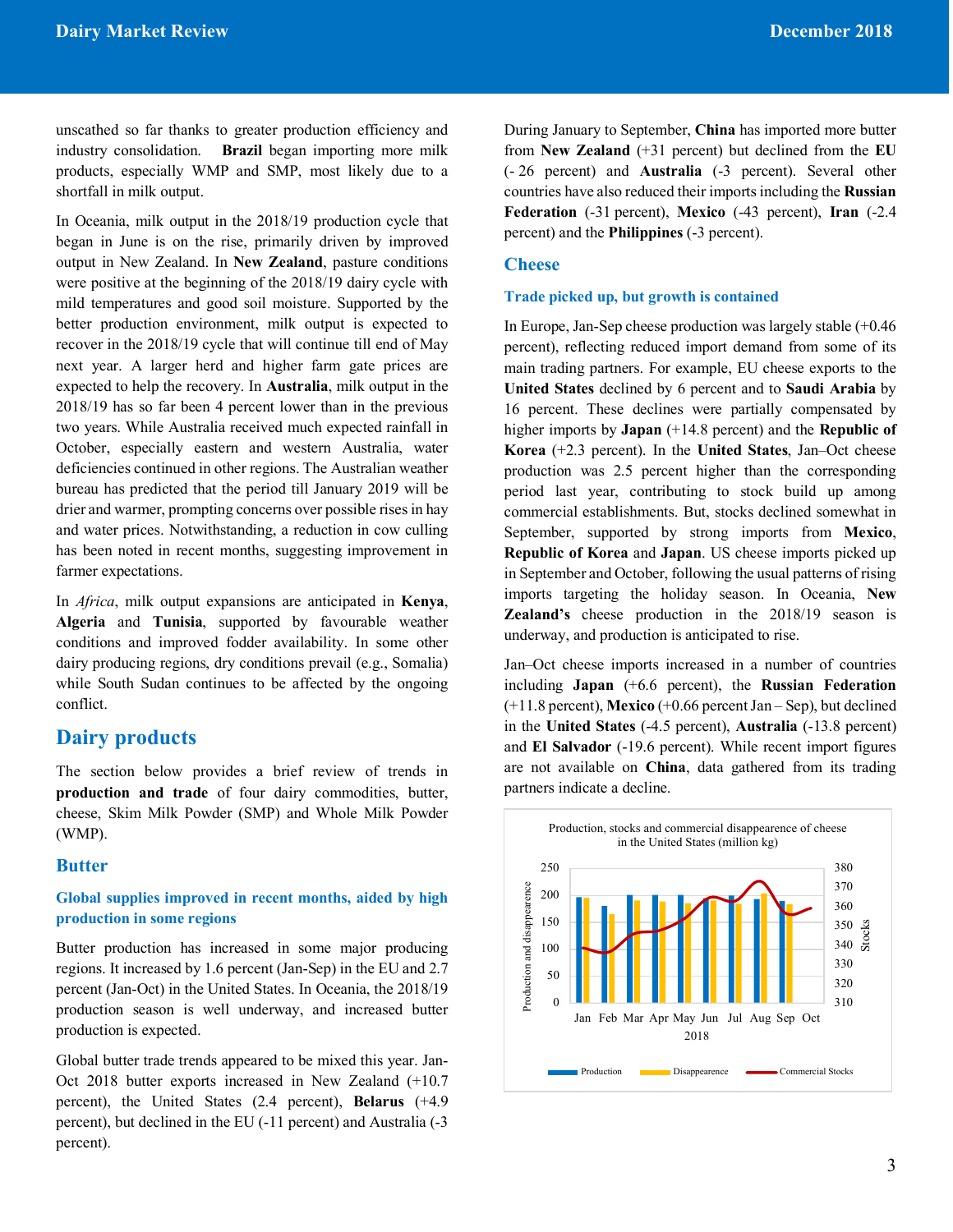unscathed so far thanks to greater production efficiency and industry consolidation. **Brazil** began importing more milk products, especially WMP and SMP, most likely due to a shortfall in milk output.

In Oceania, milk output in the 2018/19 production cycle that began in June is on the rise, primarily driven by improved output in New Zealand. In **New Zealand**, pasture conditions were positive at the beginning of the 2018/19 dairy cycle with mild temperatures and good soil moisture. Supported by the better production environment, milk output is expected to recover in the 2018/19 cycle that will continue till end of May next year. A larger herd and higher farm gate prices are expected to help the recovery. In **Australia**, milk output in the 2018/19 has so far been 4 percent lower than in the previous two years. While Australia received much expected rainfall in October, especially eastern and western Australia, water deficiencies continued in other regions. The Australian weather bureau has predicted that the period till January 2019 will be drier and warmer, prompting concerns over possible rises in hay and water prices. Notwithstanding, a reduction in cow culling has been noted in recent months, suggesting improvement in farmer expectations.

In *Africa*, milk output expansions are anticipated in **Kenya**, **Algeria** and **Tunisia**, supported by favourable weather conditions and improved fodder availability. In some other dairy producing regions, dry conditions prevail (e.g., Somalia) while South Sudan continues to be affected by the ongoing conflict.

## Dairy products

The section below provides a brief review of trends in **production and trade** of four dairy commodities, butter, cheese, Skim Milk Powder (SMP) and Whole Milk Powder (WMP).

### Butter

#### Global supplies improved in recent months, aided by high production in some regions

Butter production has increased in some major producing regions. It increased by 1.6 percent (Jan-Sep) in the EU and 2.7 percent (Jan-Oct) in the United States. In Oceania, the 2018/19 production season is well underway, and increased butter production is expected.

Global butter trade trends appeared to be mixed this year. Jan-Oct 2018 butter exports increased in New Zealand (+10.7 percent), the United States (2.4 percent), **Belarus** (+4.9 percent), but declined in the EU (-11 percent) and Australia (-3 percent).

During January to September, **China** has imported more butter from **New Zealand** (+31 percent) but declined from the **EU** (- 26 percent) and **Australia** (-3 percent). Several other countries have also reduced their imports including the **Russian Federation** (-31 percent), **Mexico** (-43 percent), **Iran** (-2.4 percent) and the **Philippines** (-3 percent).

### Cheese

#### Trade picked up, but growth is contained

In Europe, Jan-Sep cheese production was largely stable (+0.46 percent), reflecting reduced import demand from some of its main trading partners. For example, EU cheese exports to the **United States** declined by 6 percent and to **Saudi Arabia** by 16 percent. These declines were partially compensated by higher imports by **Japan** (+14.8 percent) and the **Republic of Korea** (+2.3 percent). In the **United States**, Jan–Oct cheese production was 2.5 percent higher than the corresponding period last year, contributing to stock build up among commercial establishments. But, stocks declined somewhat in September, supported by strong imports from **Mexico**, **Republic of Korea** and **Japan**. US cheese imports picked up in September and October, following the usual patterns of rising imports targeting the holiday season. In Oceania, **New Zealand's** cheese production in the 2018/19 season is underway, and production is anticipated to rise.

Jan–Oct cheese imports increased in a number of countries including **Japan** (+6.6 percent), the **Russian Federation** (+11.8 percent), **Mexico** (+0.66 percent Jan – Sep), but declined in the **United States** (-4.5 percent), **Australia** (-13.8 percent) and **El Salvador** (-19.6 percent). While recent import figures are not available on **China**, data gathered from its trading partners indicate a decline.

Production, stocks and commercial disappearence of cheese in the United States (million kg)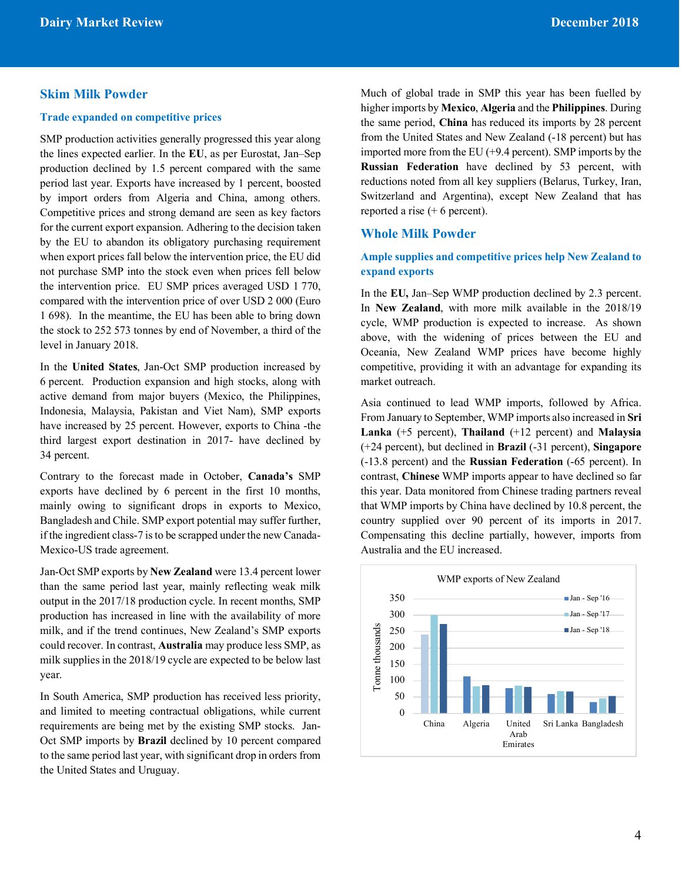## Skim Milk Powder

### Trade expanded on competitive prices

SMP production activities generally progressed this year along the lines expected earlier. In the **EU**, as per Eurostat, Jan–Sep production declined by 1.5 percent compared with the same period last year. Exports have increased by 1 percent, boosted by import orders from Algeria and China, among others. Competitive prices and strong demand are seen as key factors for the current export expansion. Adhering to the decision taken by the EU to abandon its obligatory purchasing requirement when export prices fall below the intervention price, the EU did not purchase SMP into the stock even when prices fell below the intervention price. EU SMP prices averaged USD 1 770, compared with the intervention price of over USD 2 000 (Euro 1 698). In the meantime, the EU has been able to bring down the stock to 252 573 tonnes by end of November, a third of the level in January 2018.

In the **United States**, Jan-Oct SMP production increased by 6 percent. Production expansion and high stocks, along with active demand from major buyers (Mexico, the Philippines, Indonesia, Malaysia, Pakistan and Viet Nam), SMP exports have increased by 25 percent. However, exports to China -the third largest export destination in 2017- have declined by 34 percent.

Contrary to the forecast made in October, **Canada's** SMP exports have declined by 6 percent in the first 10 months, mainly owing to significant drops in exports to Mexico, Bangladesh and Chile. SMP export potential may suffer further, if the ingredient class-7 is to be scrapped under the new Canada-Mexico-US trade agreement.

Jan-Oct SMP exports by **New Zealand** were 13.4 percent lower than the same period last year, mainly reflecting weak milk output in the 2017/18 production cycle. In recent months, SMP production has increased in line with the availability of more milk, and if the trend continues, New Zealand's SMP exports could recover. In contrast, **Australia** may produce less SMP, as milk supplies in the 2018/19 cycle are expected to be below last year.

In South America, SMP production has received less priority, and limited to meeting contractual obligations, while current requirements are being met by the existing SMP stocks. Jan-Oct SMP imports by **Brazil** declined by 10 percent compared to the same period last year, with significant drop in orders from the United States and Uruguay.

Much of global trade in SMP this year has been fuelled by higher imports by **Mexico**, **Algeria** and the **Philippines**. During the same period, **China** has reduced its imports by 28 percent from the United States and New Zealand (-18 percent) but has imported more from the EU (+9.4 percent). SMP imports by the **Russian Federation** have declined by 53 percent, with reductions noted from all key suppliers (Belarus, Turkey, Iran, Switzerland and Argentina), except New Zealand that has reported a rise (+ 6 percent).

## Whole Milk Powder

### Ample supplies and competitive prices help New Zealand to expand exports

In the **EU,** Jan–Sep WMP production declined by 2.3 percent. In **New Zealand**, with more milk available in the 2018/19 cycle, WMP production is expected to increase. As shown above, with the widening of prices between the EU and Oceania, New Zealand WMP prices have become highly competitive, providing it with an advantage for expanding its market outreach.

Asia continued to lead WMP imports, followed by Africa. From January to September, WMP imports also increased in **Sri Lanka** (+5 percent), **Thailand** (+12 percent) and **Malaysia** (+24 percent), but declined in **Brazil** (-31 percent), **Singapore** (-13.8 percent) and the **Russian Federation** (-65 percent). In contrast, **Chinese** WMP imports appear to have declined so far this year. Data monitored from Chinese trading partners reveal that WMP imports by China have declined by 10.8 percent, the country supplied over 90 percent of its imports in 2017. Compensating this decline partially, however, imports from Australia and the EU increased.

WMP exports of New Zealand

| Tonne thousands | Jan - Sep '16 | Jan - Sep '17 | Jan - Sep '18 |
|---|---|---|---|
| China | ~240 | ~300 | ~273 |
| Algeria | ~112 | ~82 | ~85 |
| United Arab Emirates | ~77 | ~84 | ~80 |
| Sri Lanka | ~58 | ~68 | ~66 |
| Bangladesh | ~34 | ~45 | ~53 |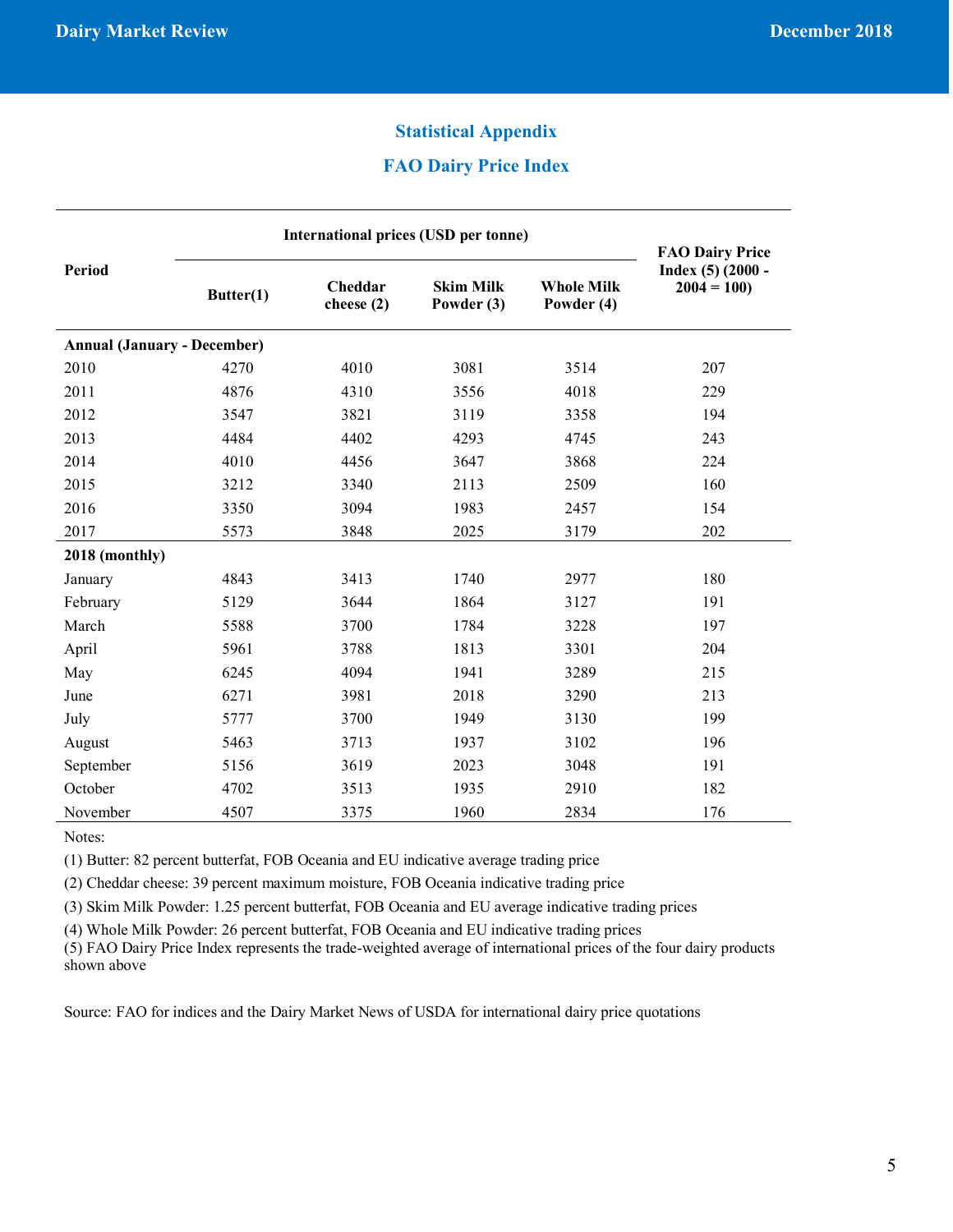## Statistical Appendix

## FAO Dairy Price Index

| Period | International prices (USD per tonne) | | | | FAO Dairy Price Index (5) (2000 - 2004 = 100) |
|---|---|---|---|---|---|
| | Butter(1) | Cheddar cheese (2) | Skim Milk Powder (3) | Whole Milk Powder (4) | |
| **Annual (January - December)** | | | | | |
| 2010 | 4270 | 4010 | 3081 | 3514 | 207 |
| 2011 | 4876 | 4310 | 3556 | 4018 | 229 |
| 2012 | 3547 | 3821 | 3119 | 3358 | 194 |
| 2013 | 4484 | 4402 | 4293 | 4745 | 243 |
| 2014 | 4010 | 4456 | 3647 | 3868 | 224 |
| 2015 | 3212 | 3340 | 2113 | 2509 | 160 |
| 2016 | 3350 | 3094 | 1983 | 2457 | 154 |
| 2017 | 5573 | 3848 | 2025 | 3179 | 202 |
| **2018 (monthly)** | | | | | |
| January | 4843 | 3413 | 1740 | 2977 | 180 |
| February | 5129 | 3644 | 1864 | 3127 | 191 |
| March | 5588 | 3700 | 1784 | 3228 | 197 |
| April | 5961 | 3788 | 1813 | 3301 | 204 |
| May | 6245 | 4094 | 1941 | 3289 | 215 |
| June | 6271 | 3981 | 2018 | 3290 | 213 |
| July | 5777 | 3700 | 1949 | 3130 | 199 |
| August | 5463 | 3713 | 1937 | 3102 | 196 |
| September | 5156 | 3619 | 2023 | 3048 | 191 |
| October | 4702 | 3513 | 1935 | 2910 | 182 |
| November | 4507 | 3375 | 1960 | 2834 | 176 |

Notes:

(1) Butter: 82 percent butterfat, FOB Oceania and EU indicative average trading price

(2) Cheddar cheese: 39 percent maximum moisture, FOB Oceania indicative trading price

(3) Skim Milk Powder: 1.25 percent butterfat, FOB Oceania and EU average indicative trading prices

(4) Whole Milk Powder: 26 percent butterfat, FOB Oceania and EU indicative trading prices

(5) FAO Dairy Price Index represents the trade-weighted average of international prices of the four dairy products shown above

Source: FAO for indices and the Dairy Market News of USDA for international dairy price quotations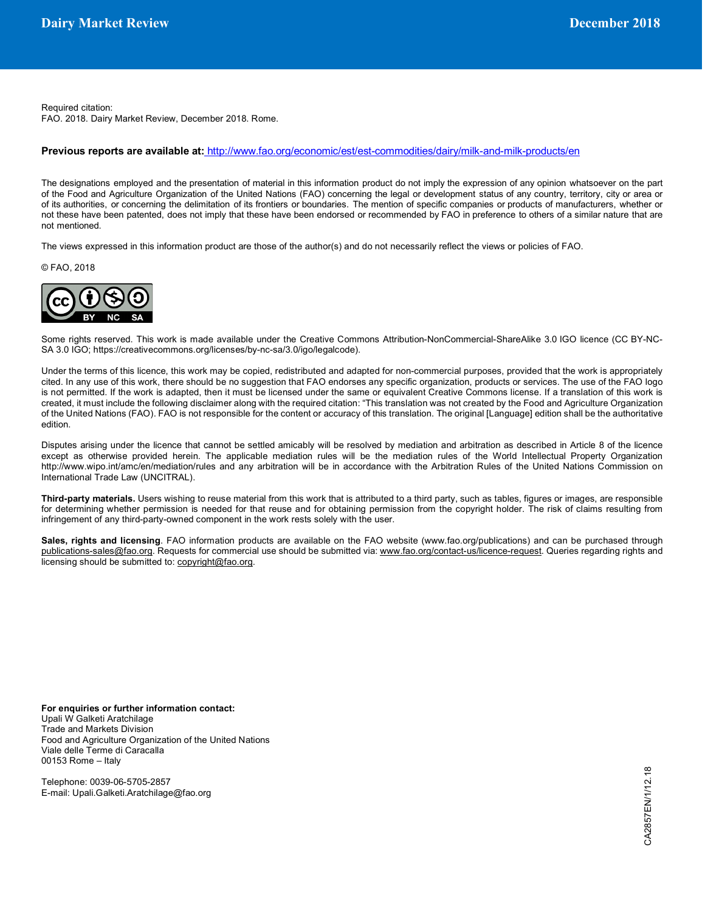Required citation:
FAO. 2018. Dairy Market Review, December 2018. Rome.

**Previous reports are available at:** http://www.fao.org/economic/est/est-commodities/dairy/milk-and-milk-products/en

The designations employed and the presentation of material in this information product do not imply the expression of any opinion whatsoever on the part of the Food and Agriculture Organization of the United Nations (FAO) concerning the legal or development status of any country, territory, city or area or of its authorities, or concerning the delimitation of its frontiers or boundaries. The mention of specific companies or products of manufacturers, whether or not these have been patented, does not imply that these have been endorsed or recommended by FAO in preference to others of a similar nature that are not mentioned.

The views expressed in this information product are those of the author(s) and do not necessarily reflect the views or policies of FAO.

© FAO, 2018

Some rights reserved. This work is made available under the Creative Commons Attribution-NonCommercial-ShareAlike 3.0 IGO licence (CC BY-NC-SA 3.0 IGO; https://creativecommons.org/licenses/by-nc-sa/3.0/igo/legalcode).

Under the terms of this licence, this work may be copied, redistributed and adapted for non-commercial purposes, provided that the work is appropriately cited. In any use of this work, there should be no suggestion that FAO endorses any specific organization, products or services. The use of the FAO logo is not permitted. If the work is adapted, then it must be licensed under the same or equivalent Creative Commons license. If a translation of this work is created, it must include the following disclaimer along with the required citation: "This translation was not created by the Food and Agriculture Organization of the United Nations (FAO). FAO is not responsible for the content or accuracy of this translation. The original [Language] edition shall be the authoritative edition.

Disputes arising under the licence that cannot be settled amicably will be resolved by mediation and arbitration as described in Article 8 of the licence except as otherwise provided herein. The applicable mediation rules will be the mediation rules of the World Intellectual Property Organization http://www.wipo.int/amc/en/mediation/rules and any arbitration will be in accordance with the Arbitration Rules of the United Nations Commission on International Trade Law (UNCITRAL).

**Third-party materials.** Users wishing to reuse material from this work that is attributed to a third party, such as tables, figures or images, are responsible for determining whether permission is needed for that reuse and for obtaining permission from the copyright holder. The risk of claims resulting from infringement of any third-party-owned component in the work rests solely with the user.

**Sales, rights and licensing**. FAO information products are available on the FAO website (www.fao.org/publications) and can be purchased through publications-sales@fao.org. Requests for commercial use should be submitted via: www.fao.org/contact-us/licence-request. Queries regarding rights and licensing should be submitted to: copyright@fao.org.

**For enquiries or further information contact:**
Upali W Galketi Aratchilage
Trade and Markets Division
Food and Agriculture Organization of the United Nations
Viale delle Terme di Caracalla
00153 Rome – Italy

Telephone: 0039-06-5705-2857
E-mail: Upali.Galketi.Aratchilage@fao.org

CA2857EN/1/12.18